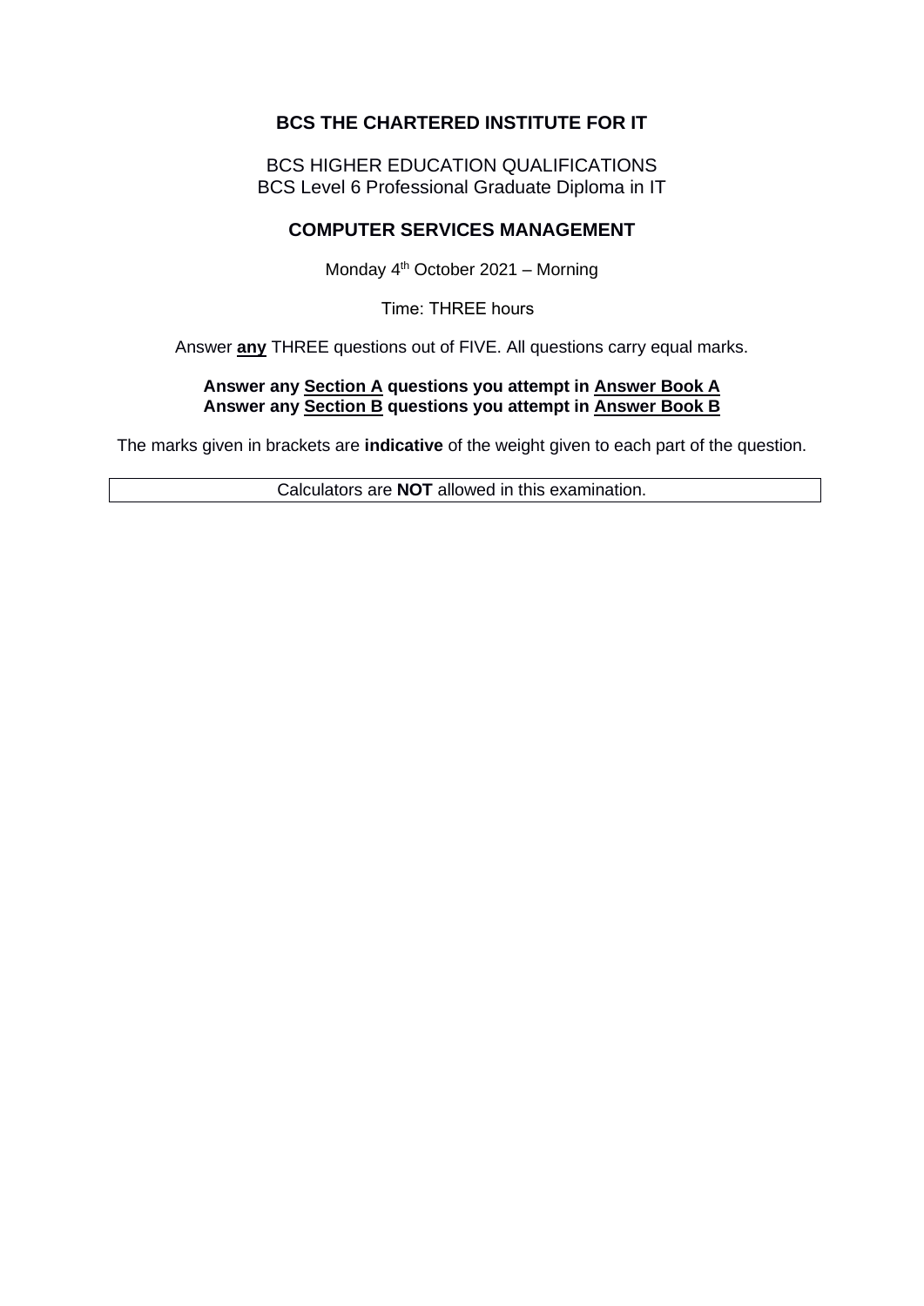# BCS THE CHARTERED INSTITUTE FOR IT

BCS HIGHER EDUCATION QUALIFICATIONS
BCS Level 6 Professional Graduate Diploma in IT

## COMPUTER SERVICES MANAGEMENT

Monday 4th October 2021 – Morning

Time: THREE hours

Answer **any** THREE questions out of FIVE. All questions carry equal marks.

**Answer any Section A questions you attempt in Answer Book A**
**Answer any Section B questions you attempt in Answer Book B**

The marks given in brackets are **indicative** of the weight given to each part of the question.

| Calculators are **NOT** allowed in this examination. |
|---|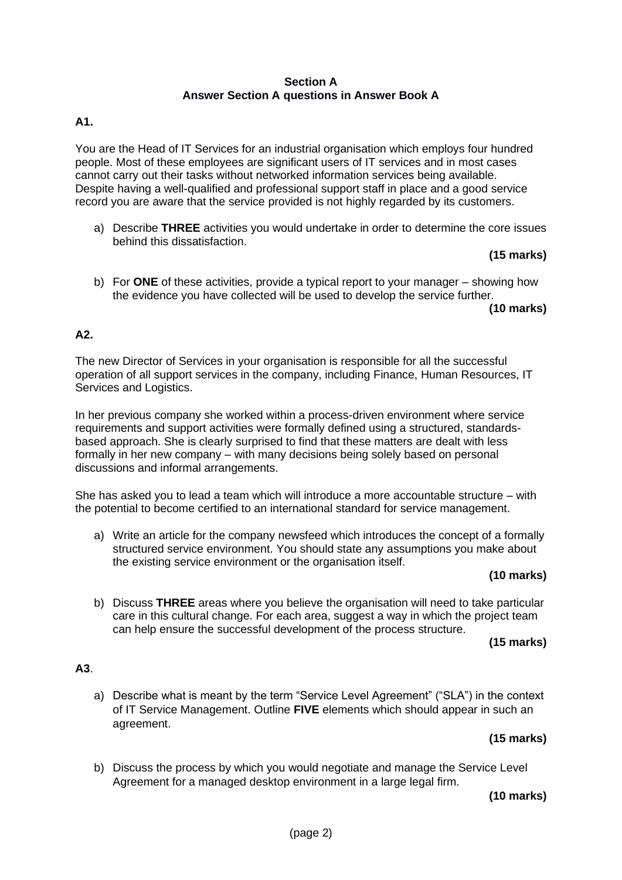**Section A**
**Answer Section A questions in Answer Book A**

**A1.**

You are the Head of IT Services for an industrial organisation which employs four hundred people. Most of these employees are significant users of IT services and in most cases cannot carry out their tasks without networked information services being available. Despite having a well-qualified and professional support staff in place and a good service record you are aware that the service provided is not highly regarded by its customers.

a) Describe **THREE** activities you would undertake in order to determine the core issues behind this dissatisfaction.

**(15 marks)**

b) For **ONE** of these activities, provide a typical report to your manager – showing how the evidence you have collected will be used to develop the service further.

**(10 marks)**

**A2.**

The new Director of Services in your organisation is responsible for all the successful operation of all support services in the company, including Finance, Human Resources, IT Services and Logistics.

In her previous company she worked within a process-driven environment where service requirements and support activities were formally defined using a structured, standards-based approach. She is clearly surprised to find that these matters are dealt with less formally in her new company – with many decisions being solely based on personal discussions and informal arrangements.

She has asked you to lead a team which will introduce a more accountable structure – with the potential to become certified to an international standard for service management.

a) Write an article for the company newsfeed which introduces the concept of a formally structured service environment. You should state any assumptions you make about the existing service environment or the organisation itself.

**(10 marks)**

b) Discuss **THREE** areas where you believe the organisation will need to take particular care in this cultural change. For each area, suggest a way in which the project team can help ensure the successful development of the process structure.

**(15 marks)**

**A3**.

a) Describe what is meant by the term "Service Level Agreement" ("SLA") in the context of IT Service Management. Outline **FIVE** elements which should appear in such an agreement.

**(15 marks)**

b) Discuss the process by which you would negotiate and manage the Service Level Agreement for a managed desktop environment in a large legal firm.

**(10 marks)**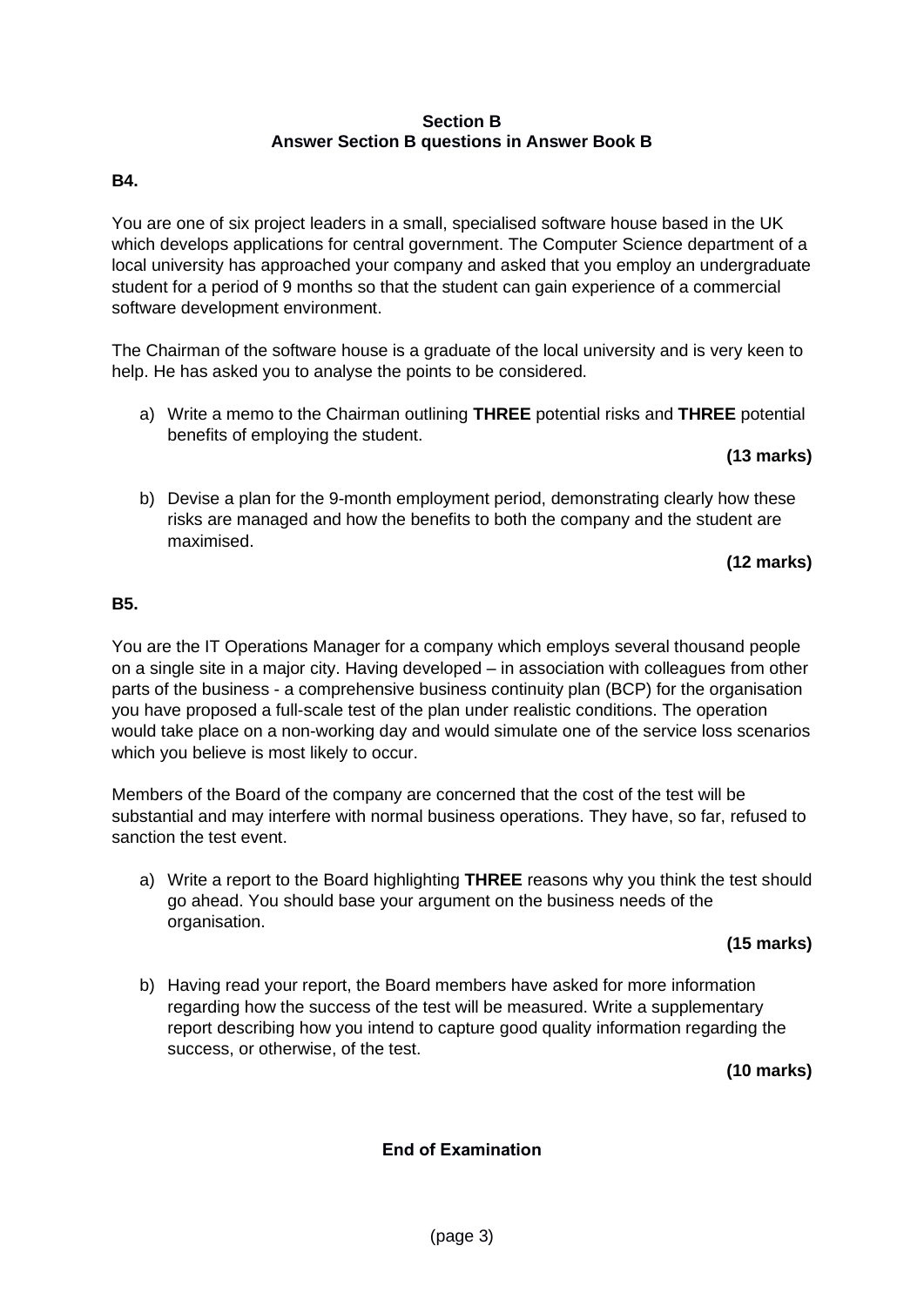**Section B**
**Answer Section B questions in Answer Book B**

**B4.**

You are one of six project leaders in a small, specialised software house based in the UK which develops applications for central government. The Computer Science department of a local university has approached your company and asked that you employ an undergraduate student for a period of 9 months so that the student can gain experience of a commercial software development environment.

The Chairman of the software house is a graduate of the local university and is very keen to help. He has asked you to analyse the points to be considered.

a) Write a memo to the Chairman outlining **THREE** potential risks and **THREE** potential benefits of employing the student.

**(13 marks)**

b) Devise a plan for the 9-month employment period, demonstrating clearly how these risks are managed and how the benefits to both the company and the student are maximised.

**(12 marks)**

**B5.**

You are the IT Operations Manager for a company which employs several thousand people on a single site in a major city. Having developed – in association with colleagues from other parts of the business - a comprehensive business continuity plan (BCP) for the organisation you have proposed a full-scale test of the plan under realistic conditions. The operation would take place on a non-working day and would simulate one of the service loss scenarios which you believe is most likely to occur.

Members of the Board of the company are concerned that the cost of the test will be substantial and may interfere with normal business operations. They have, so far, refused to sanction the test event.

a) Write a report to the Board highlighting **THREE** reasons why you think the test should go ahead. You should base your argument on the business needs of the organisation.

**(15 marks)**

b) Having read your report, the Board members have asked for more information regarding how the success of the test will be measured. Write a supplementary report describing how you intend to capture good quality information regarding the success, or otherwise, of the test.

**(10 marks)**

**End of Examination**